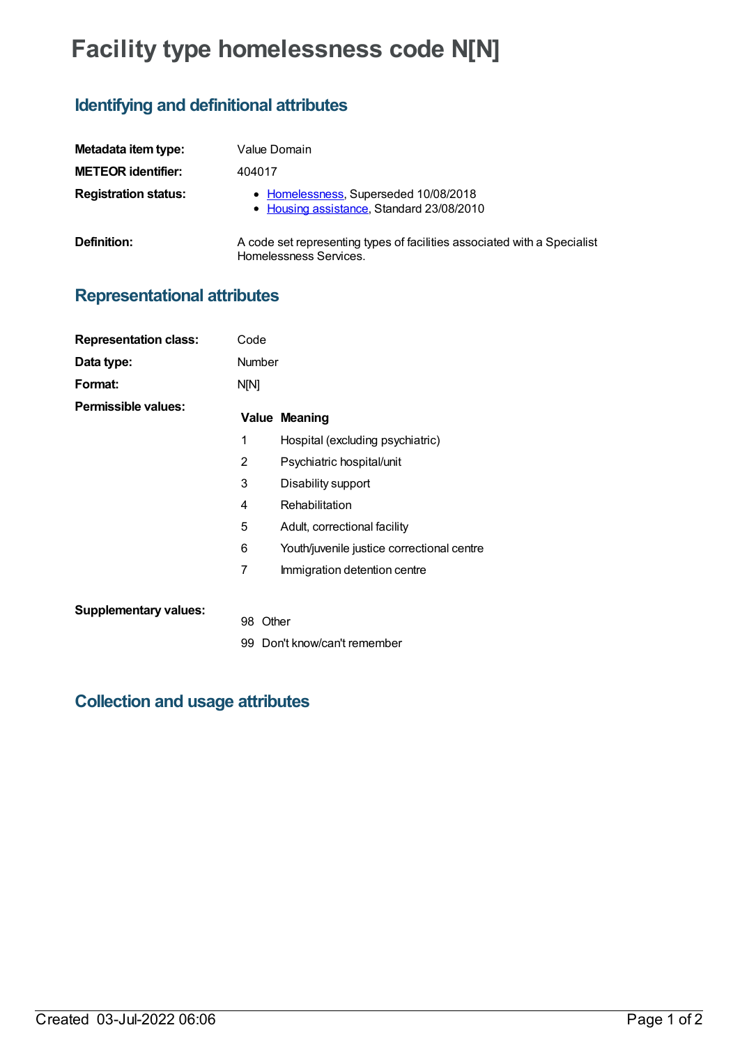# Facility type homelessness code N[N]

## Identifying and definitional attributes

| | |
|---|---|
| **Metadata item type:** | Value Domain |
| **METEOR identifier:** | 404017 |
| **Registration status:** | • Homelessness, Superseded 10/08/2018<br>• Housing assistance, Standard 23/08/2010 |
| **Definition:** | A code set representing types of facilities associated with a Specialist Homelessness Services. |

## Representational attributes

| | |
|---|---|
| **Representation class:** | Code |
| **Data type:** | Number |
| **Format:** | N[N] |

**Permissible values:**

| Value | Meaning |
|---|---|
| 1 | Hospital (excluding psychiatric) |
| 2 | Psychiatric hospital/unit |
| 3 | Disability support |
| 4 | Rehabilitation |
| 5 | Adult, correctional facility |
| 6 | Youth/juvenile justice correctional centre |
| 7 | Immigration detention centre |

**Supplementary values:**

| Value | Meaning |
|---|---|
| 98 | Other |
| 99 | Don't know/can't remember |

## Collection and usage attributes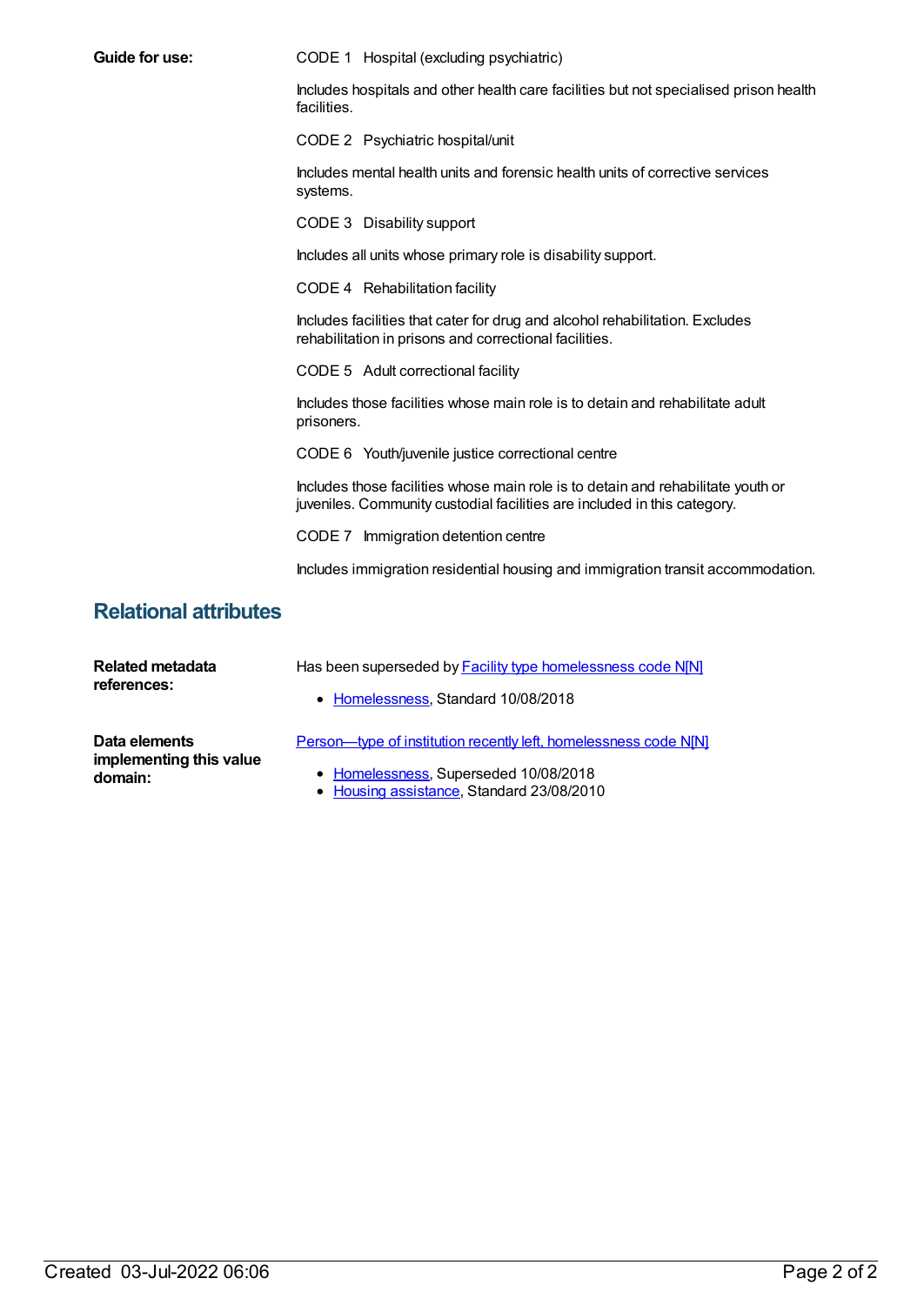**Guide for use:**

CODE 1 Hospital (excluding psychiatric)

Includes hospitals and other health care facilities but not specialised prison health facilities.

CODE 2 Psychiatric hospital/unit

Includes mental health units and forensic health units of corrective services systems.

CODE 3 Disability support

Includes all units whose primary role is disability support.

CODE 4 Rehabilitation facility

Includes facilities that cater for drug and alcohol rehabilitation. Excludes rehabilitation in prisons and correctional facilities.

CODE 5 Adult correctional facility

Includes those facilities whose main role is to detain and rehabilitate adult prisoners.

CODE 6 Youth/juvenile justice correctional centre

Includes those facilities whose main role is to detain and rehabilitate youth or juveniles. Community custodial facilities are included in this category.

CODE 7 Immigration detention centre

Includes immigration residential housing and immigration transit accommodation.

## Relational attributes

**Related metadata references:**

Has been superseded by Facility type homelessness code N[N]

- Homelessness, Standard 10/08/2018

**Data elements implementing this value domain:**

Person—type of institution recently left, homelessness code N[N]

- Homelessness, Superseded 10/08/2018
- Housing assistance, Standard 23/08/2010